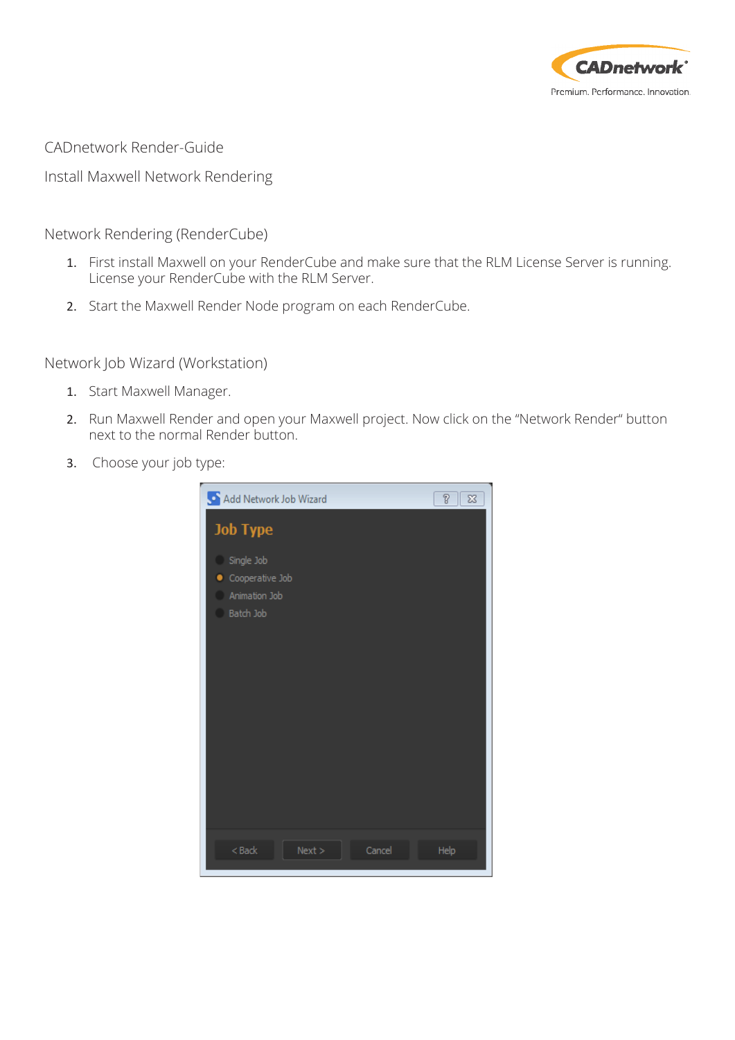CADnetwork Render-Guide

Install Maxwell Network Rendering

## Network Rendering (RenderCube)

1. First install Maxwell on your RenderCube and make sure that the RLM License Server is running. License your RenderCube with the RLM Server.
2. Start the Maxwell Render Node program on each RenderCube.

## Network Job Wizard (Workstation)

1. Start Maxwell Manager.
2. Run Maxwell Render and open your Maxwell project. Now click on the "Network Render" button next to the normal Render button.
3. Choose your job type: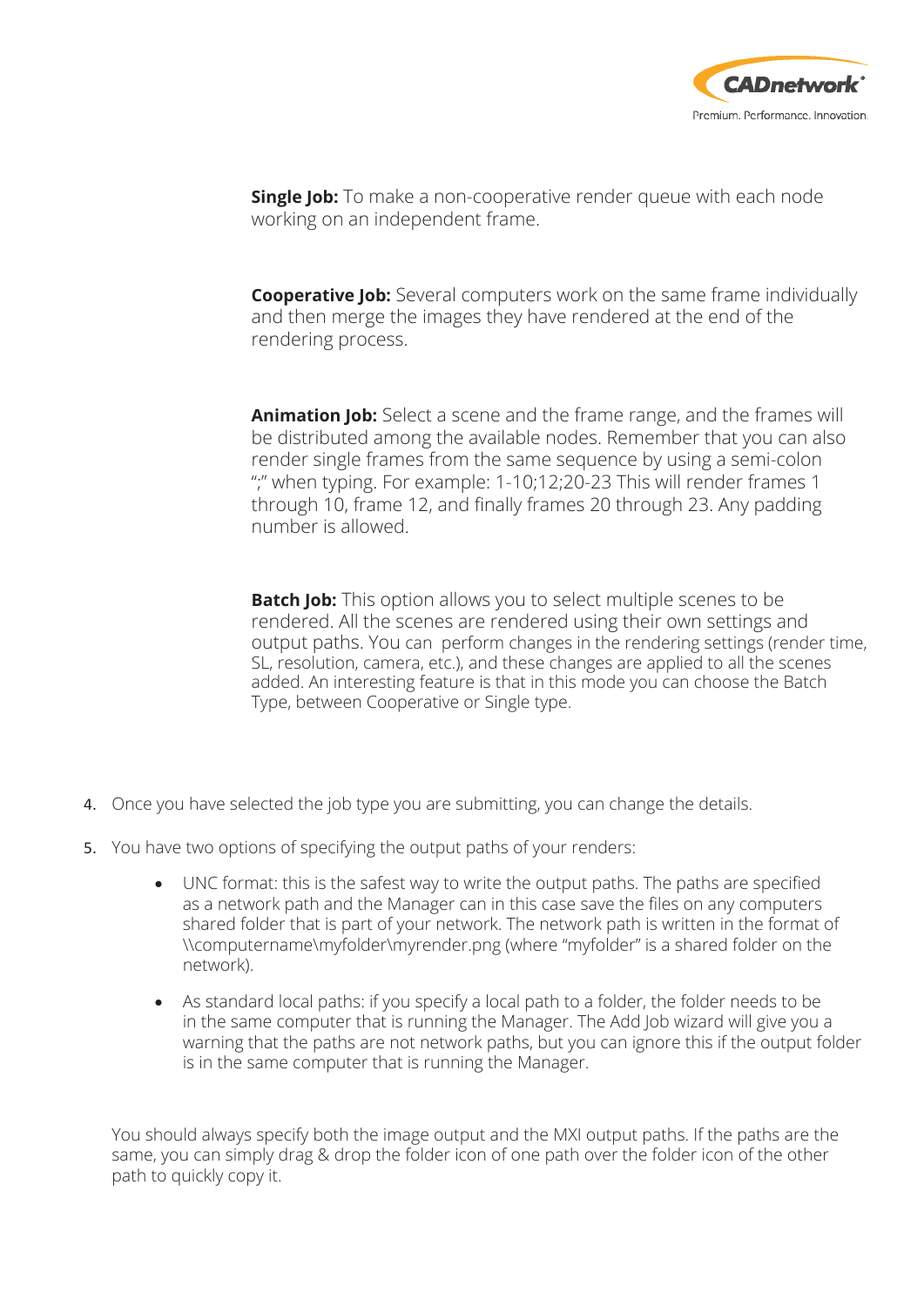**Single Job:** To make a non-cooperative render queue with each node working on an independent frame.

**Cooperative Job:** Several computers work on the same frame individually and then merge the images they have rendered at the end of the rendering process.

**Animation Job:** Select a scene and the frame range, and the frames will be distributed among the available nodes. Remember that you can also render single frames from the same sequence by using a semi-colon ";" when typing. For example: 1-10;12;20-23 This will render frames 1 through 10, frame 12, and finally frames 20 through 23. Any padding number is allowed.

**Batch Job:** This option allows you to select multiple scenes to be rendered. All the scenes are rendered using their own settings and output paths. You can perform changes in the rendering settings (render time, SL, resolution, camera, etc.), and these changes are applied to all the scenes added. An interesting feature is that in this mode you can choose the Batch Type, between Cooperative or Single type.

4. Once you have selected the job type you are submitting, you can change the details.
5. You have two options of specifying the output paths of your renders:
   - UNC format: this is the safest way to write the output paths. The paths are specified as a network path and the Manager can in this case save the files on any computers shared folder that is part of your network. The network path is written in the format of \\computername\myfolder\myrender.png (where "myfolder" is a shared folder on the network).
   - As standard local paths: if you specify a local path to a folder, the folder needs to be in the same computer that is running the Manager. The Add Job wizard will give you a warning that the paths are not network paths, but you can ignore this if the output folder is in the same computer that is running the Manager.

You should always specify both the image output and the MXI output paths. If the paths are the same, you can simply drag & drop the folder icon of one path over the folder icon of the other path to quickly copy it.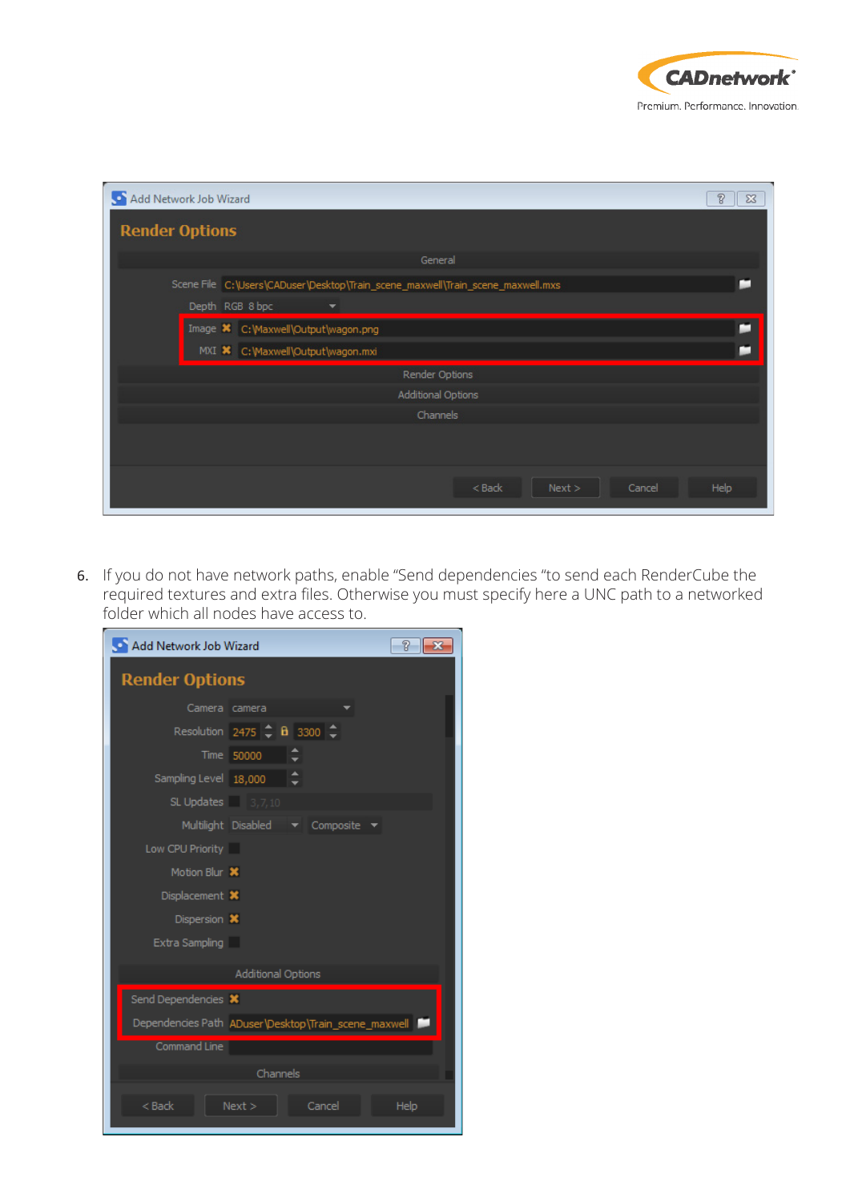6. If you do not have network paths, enable “Send dependencies “to send each RenderCube the required textures and extra files. Otherwise you must specify here a UNC path to a networked folder which all nodes have access to.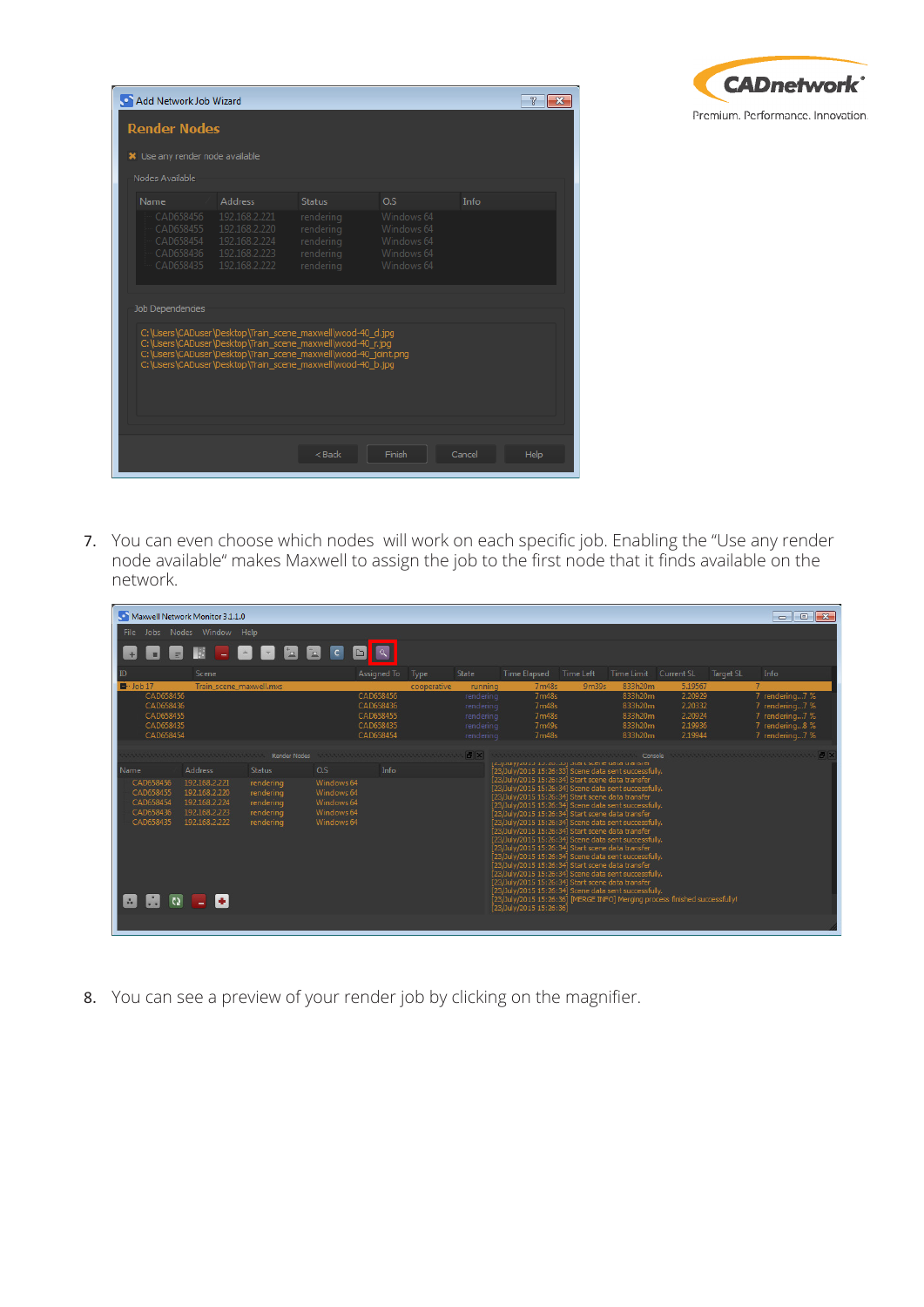7. You can even choose which nodes will work on each specific job. Enabling the “Use any render node available“ makes Maxwell to assign the job to the first node that it finds available on the network.

8. You can see a preview of your render job by clicking on the magnifier.